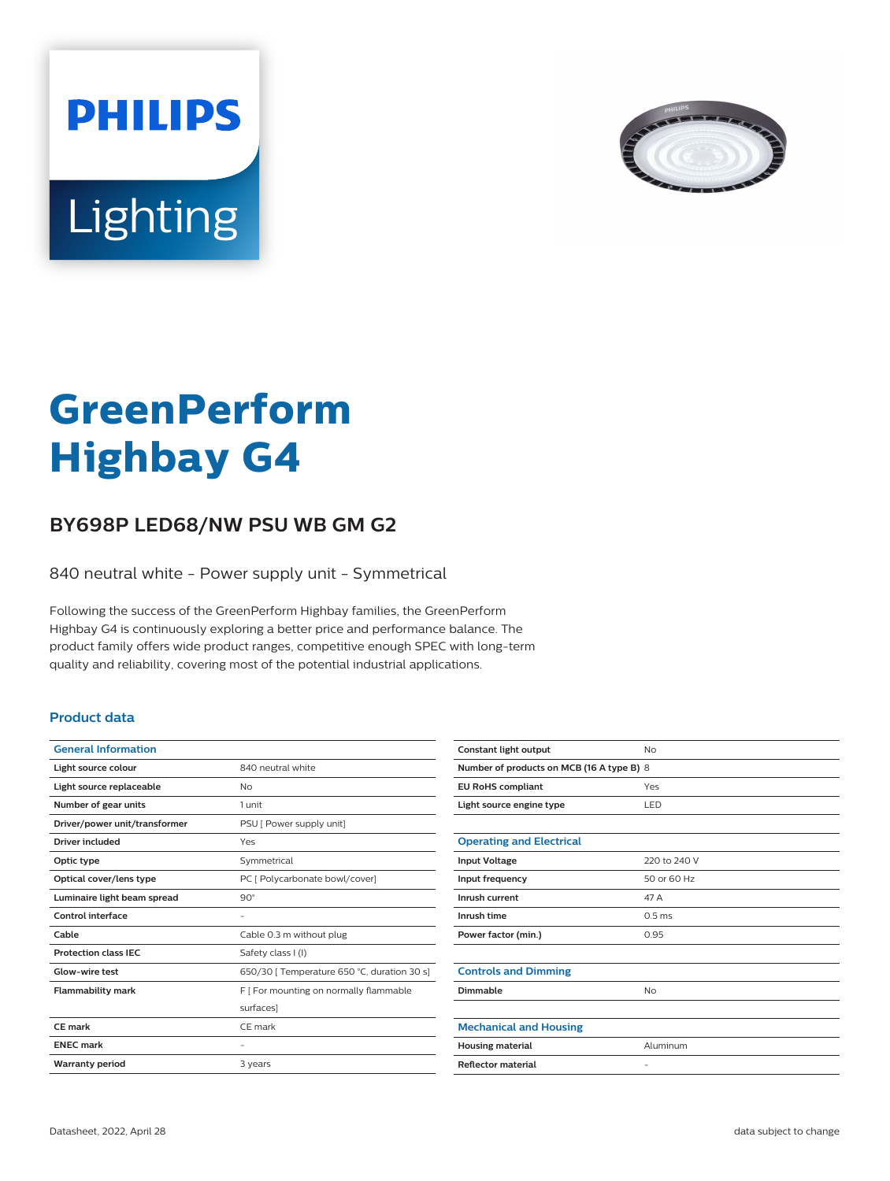PHILIPS

Lighting

# GreenPerform Highbay G4

## BY698P LED68/NW PSU WB GM G2

840 neutral white - Power supply unit - Symmetrical

Following the success of the GreenPerform Highbay families, the GreenPerform Highbay G4 is continuously exploring a better price and performance balance. The product family offers wide product ranges, competitive enough SPEC with long-term quality and reliability, covering most of the potential industrial applications.

### Product data

| General Information | |
|---|---|
| Light source colour | 840 neutral white |
| Light source replaceable | No |
| Number of gear units | 1 unit |
| Driver/power unit/transformer | PSU [ Power supply unit] |
| Driver included | Yes |
| Optic type | Symmetrical |
| Optical cover/lens type | PC [ Polycarbonate bowl/cover] |
| Luminaire light beam spread | 90° |
| Control interface | - |
| Cable | Cable 0.3 m without plug |
| Protection class IEC | Safety class I (I) |
| Glow-wire test | 650/30 [ Temperature 650 °C, duration 30 s] |
| Flammability mark | F [ For mounting on normally flammable surfaces] |
| CE mark | CE mark |
| ENEC mark | - |
| Warranty period | 3 years |
| Constant light output | No |
| Number of products on MCB (16 A type B) | 8 |
| EU RoHS compliant | Yes |
| Light source engine type | LED |

| Operating and Electrical | |
|---|---|
| Input Voltage | 220 to 240 V |
| Input frequency | 50 or 60 Hz |
| Inrush current | 47 A |
| Inrush time | 0.5 ms |
| Power factor (min.) | 0.95 |

| Controls and Dimming | |
|---|---|
| Dimmable | No |

| Mechanical and Housing | |
|---|---|
| Housing material | Aluminum |
| Reflector material | - |

Datasheet, 2022, April 28

data subject to change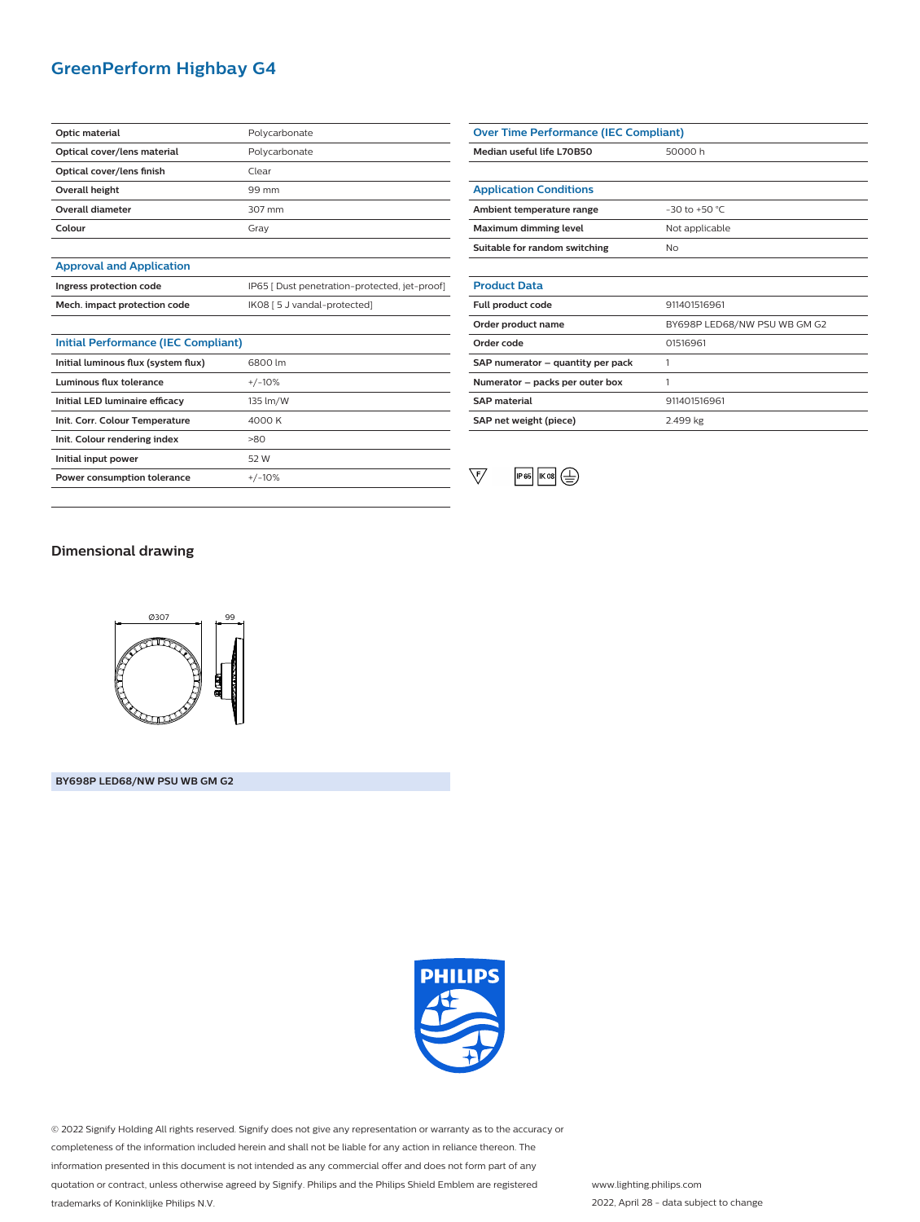# GreenPerform Highbay G4

| | |
|---|---|
| Optic material | Polycarbonate |
| Optical cover/lens material | Polycarbonate |
| Optical cover/lens finish | Clear |
| Overall height | 99 mm |
| Overall diameter | 307 mm |
| Colour | Gray |

### Approval and Application

| | |
|---|---|
| Ingress protection code | IP65 [ Dust penetration-protected, jet-proof] |
| Mech. impact protection code | IK08 [ 5 J vandal-protected] |

### Initial Performance (IEC Compliant)

| | |
|---|---|
| Initial luminous flux (system flux) | 6800 lm |
| Luminous flux tolerance | +/-10% |
| Initial LED luminaire efficacy | 135 lm/W |
| Init. Corr. Colour Temperature | 4000 K |
| Init. Colour rendering index | >80 |
| Initial input power | 52 W |
| Power consumption tolerance | +/-10% |

### Over Time Performance (IEC Compliant)

| | |
|---|---|
| Median useful life L70B50 | 50000 h |

### Application Conditions

| | |
|---|---|
| Ambient temperature range | -30 to +50 °C |
| Maximum dimming level | Not applicable |
| Suitable for random switching | No |

### Product Data

| | |
|---|---|
| Full product code | 911401516961 |
| Order product name | BY698P LED68/NW PSU WB GM G2 |
| Order code | 01516961 |
| SAP numerator – quantity per pack | 1 |
| Numerator – packs per outer box | 1 |
| SAP material | 911401516961 |
| SAP net weight (piece) | 2.499 kg |

F IP65 IK08

## Dimensional drawing

Ø307

99

**BY698P LED68/NW PSU WB GM G2**

© 2022 Signify Holding All rights reserved. Signify does not give any representation or warranty as to the accuracy or completeness of the information included herein and shall not be liable for any action in reliance thereon. The information presented in this document is not intended as any commercial offer and does not form part of any quotation or contract, unless otherwise agreed by Signify. Philips and the Philips Shield Emblem are registered trademarks of Koninklijke Philips N.V.

www.lighting.philips.com

2022, April 28 - data subject to change